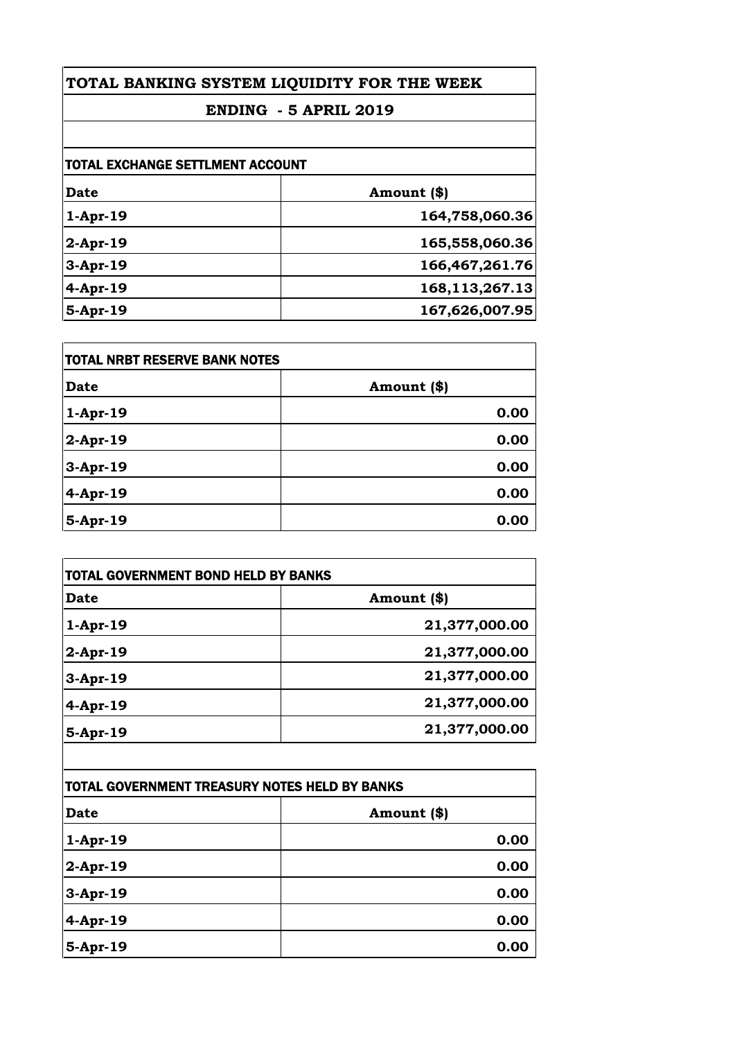# TOTAL BANKING SYSTEM LIQUIDITY FOR THE WEEK

## ENDING - 5 APRIL 2019

### TOTAL EXCHANGE SETTLMENT ACCOUNT

| Date | Amount ($) |
|---|---|
| 1-Apr-19 | 164,758,060.36 |
| 2-Apr-19 | 165,558,060.36 |
| 3-Apr-19 | 166,467,261.76 |
| 4-Apr-19 | 168,113,267.13 |
| 5-Apr-19 | 167,626,007.95 |

### TOTAL NRBT RESERVE BANK NOTES

| Date | Amount ($) |
|---|---|
| 1-Apr-19 | 0.00 |
| 2-Apr-19 | 0.00 |
| 3-Apr-19 | 0.00 |
| 4-Apr-19 | 0.00 |
| 5-Apr-19 | 0.00 |

### TOTAL GOVERNMENT BOND HELD BY BANKS

| Date | Amount ($) |
|---|---|
| 1-Apr-19 | 21,377,000.00 |
| 2-Apr-19 | 21,377,000.00 |
| 3-Apr-19 | 21,377,000.00 |
| 4-Apr-19 | 21,377,000.00 |
| 5-Apr-19 | 21,377,000.00 |

### TOTAL GOVERNMENT TREASURY NOTES HELD BY BANKS

| Date | Amount ($) |
|---|---|
| 1-Apr-19 | 0.00 |
| 2-Apr-19 | 0.00 |
| 3-Apr-19 | 0.00 |
| 4-Apr-19 | 0.00 |
| 5-Apr-19 | 0.00 |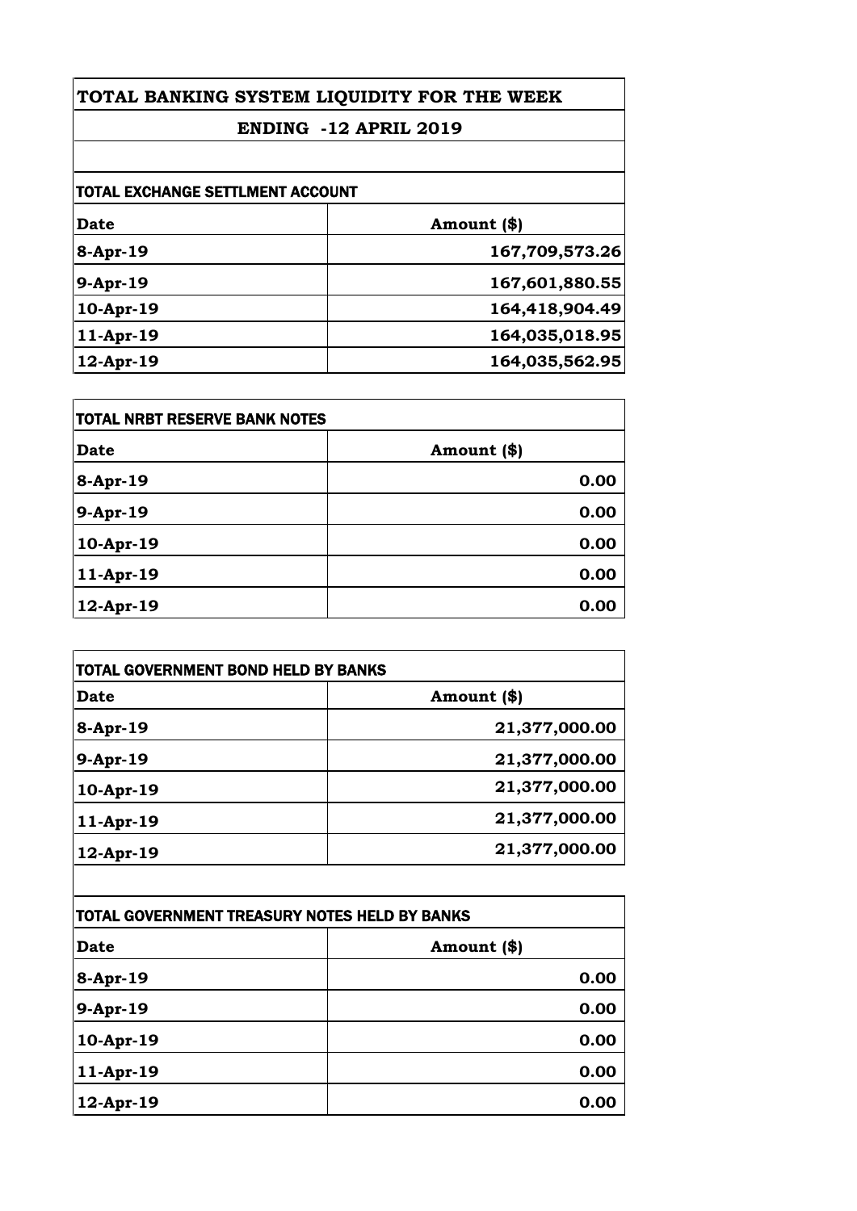# TOTAL BANKING SYSTEM LIQUIDITY FOR THE WEEK

## ENDING -12 APRIL 2019

### TOTAL EXCHANGE SETTLMENT ACCOUNT

| Date | Amount ($) |
|---|---|
| 8-Apr-19 | 167,709,573.26 |
| 9-Apr-19 | 167,601,880.55 |
| 10-Apr-19 | 164,418,904.49 |
| 11-Apr-19 | 164,035,018.95 |
| 12-Apr-19 | 164,035,562.95 |

### TOTAL NRBT RESERVE BANK NOTES

| Date | Amount ($) |
|---|---|
| 8-Apr-19 | 0.00 |
| 9-Apr-19 | 0.00 |
| 10-Apr-19 | 0.00 |
| 11-Apr-19 | 0.00 |
| 12-Apr-19 | 0.00 |

### TOTAL GOVERNMENT BOND HELD BY BANKS

| Date | Amount ($) |
|---|---|
| 8-Apr-19 | 21,377,000.00 |
| 9-Apr-19 | 21,377,000.00 |
| 10-Apr-19 | 21,377,000.00 |
| 11-Apr-19 | 21,377,000.00 |
| 12-Apr-19 | 21,377,000.00 |

### TOTAL GOVERNMENT TREASURY NOTES HELD BY BANKS

| Date | Amount ($) |
|---|---|
| 8-Apr-19 | 0.00 |
| 9-Apr-19 | 0.00 |
| 10-Apr-19 | 0.00 |
| 11-Apr-19 | 0.00 |
| 12-Apr-19 | 0.00 |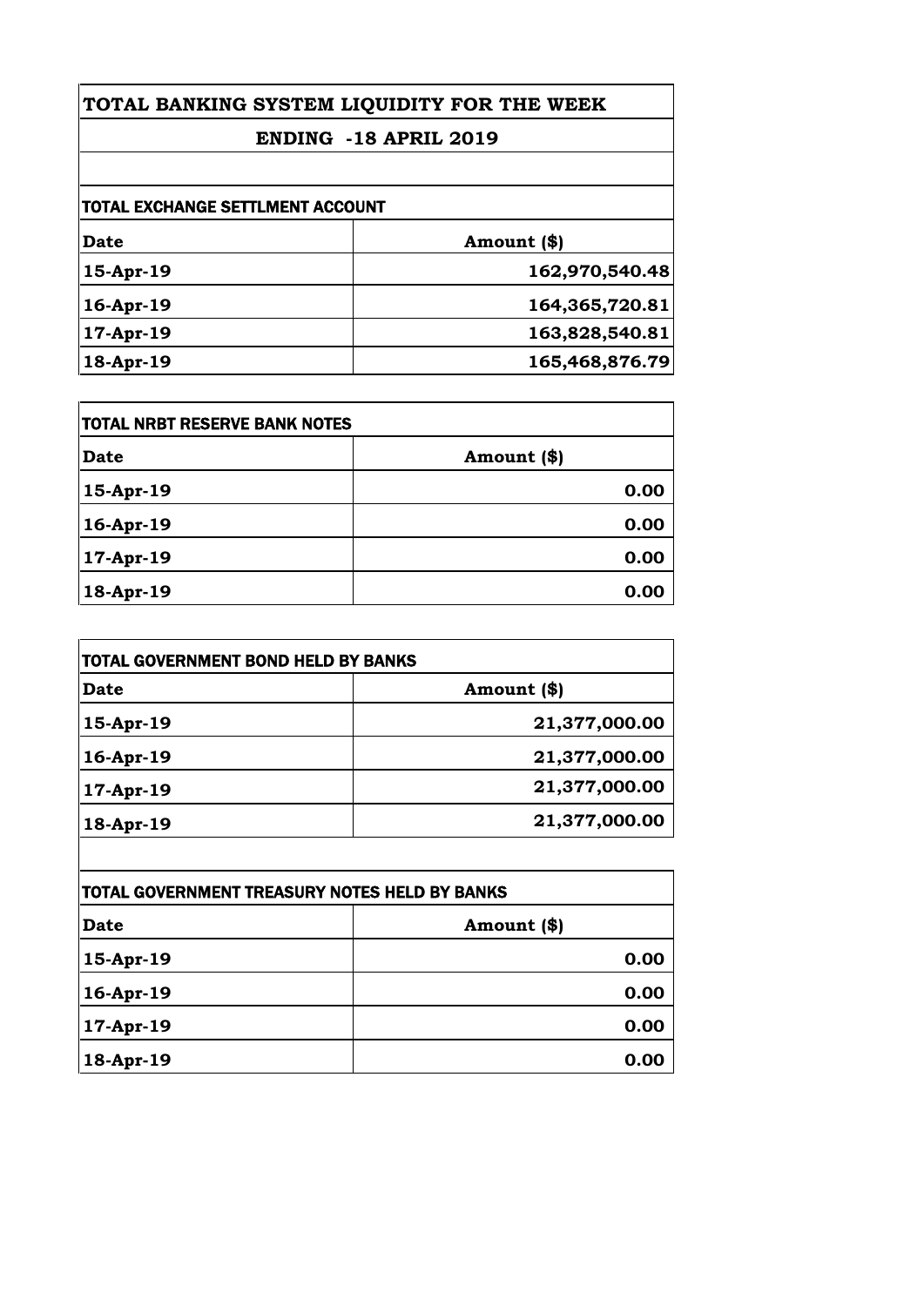# TOTAL BANKING SYSTEM LIQUIDITY FOR THE WEEK

## ENDING -18 APRIL 2019

### TOTAL EXCHANGE SETTLMENT ACCOUNT

| Date | Amount ($) |
|---|---|
| 15-Apr-19 | 162,970,540.48 |
| 16-Apr-19 | 164,365,720.81 |
| 17-Apr-19 | 163,828,540.81 |
| 18-Apr-19 | 165,468,876.79 |

### TOTAL NRBT RESERVE BANK NOTES

| Date | Amount ($) |
|---|---|
| 15-Apr-19 | 0.00 |
| 16-Apr-19 | 0.00 |
| 17-Apr-19 | 0.00 |
| 18-Apr-19 | 0.00 |

### TOTAL GOVERNMENT BOND HELD BY BANKS

| Date | Amount ($) |
|---|---|
| 15-Apr-19 | 21,377,000.00 |
| 16-Apr-19 | 21,377,000.00 |
| 17-Apr-19 | 21,377,000.00 |
| 18-Apr-19 | 21,377,000.00 |

### TOTAL GOVERNMENT TREASURY NOTES HELD BY BANKS

| Date | Amount ($) |
|---|---|
| 15-Apr-19 | 0.00 |
| 16-Apr-19 | 0.00 |
| 17-Apr-19 | 0.00 |
| 18-Apr-19 | 0.00 |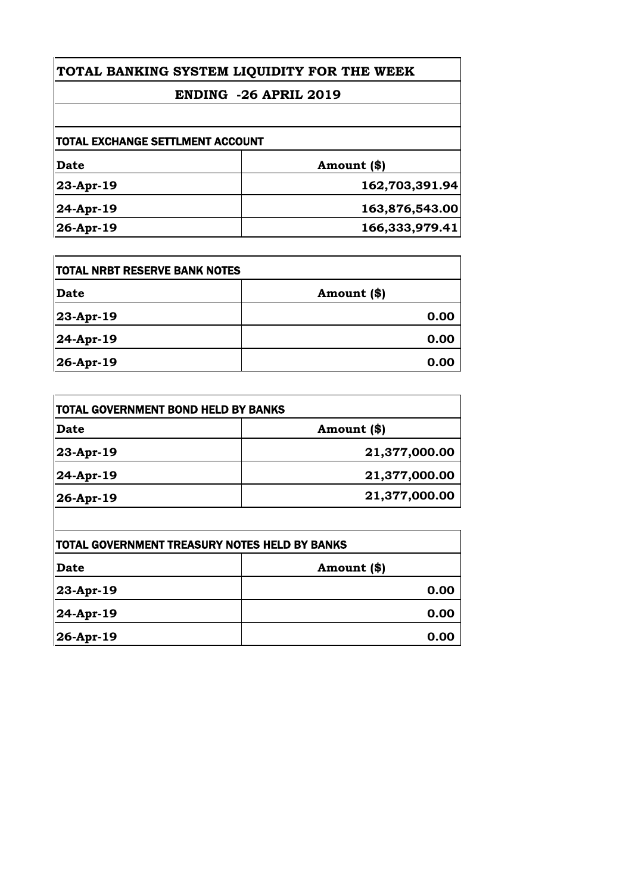# TOTAL BANKING SYSTEM LIQUIDITY FOR THE WEEK

## ENDING -26 APRIL 2019

### TOTAL EXCHANGE SETTLMENT ACCOUNT

| Date | Amount ($) |
|---|---|
| 23-Apr-19 | 162,703,391.94 |
| 24-Apr-19 | 163,876,543.00 |
| 26-Apr-19 | 166,333,979.41 |

### TOTAL NRBT RESERVE BANK NOTES

| Date | Amount ($) |
|---|---|
| 23-Apr-19 | 0.00 |
| 24-Apr-19 | 0.00 |
| 26-Apr-19 | 0.00 |

### TOTAL GOVERNMENT BOND HELD BY BANKS

| Date | Amount ($) |
|---|---|
| 23-Apr-19 | 21,377,000.00 |
| 24-Apr-19 | 21,377,000.00 |
| 26-Apr-19 | 21,377,000.00 |

### TOTAL GOVERNMENT TREASURY NOTES HELD BY BANKS

| Date | Amount ($) |
|---|---|
| 23-Apr-19 | 0.00 |
| 24-Apr-19 | 0.00 |
| 26-Apr-19 | 0.00 |